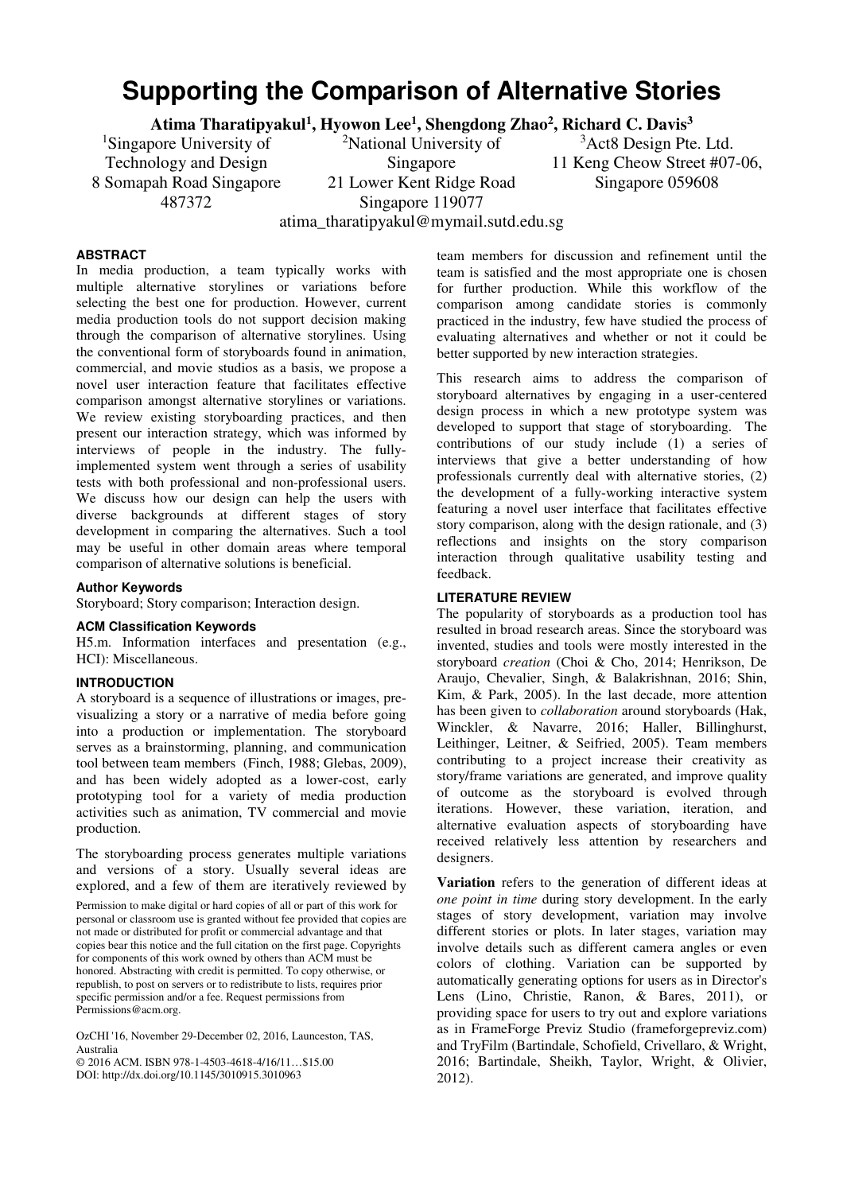# Supporting the Comparison of Alternative Stories

**Atima Tharatipyakul[1], Hyowon Lee[1], Shengdong Zhao[2], Richard C. Davis[3]**

[1]Singapore University of Technology and Design
8 Somapah Road Singapore 487372

[2]National University of Singapore
21 Lower Kent Ridge Road
Singapore 119077

[3]Act8 Design Pte. Ltd.
11 Keng Cheow Street #07-06, Singapore 059608

atima_tharatipyakul@mymail.sutd.edu.sg

## ABSTRACT

In media production, a team typically works with multiple alternative storylines or variations before selecting the best one for production. However, current media production tools do not support decision making through the comparison of alternative storylines. Using the conventional form of storyboards found in animation, commercial, and movie studios as a basis, we propose a novel user interaction feature that facilitates effective comparison amongst alternative storylines or variations. We review existing storyboarding practices, and then present our interaction strategy, which was informed by interviews of people in the industry. The fully-implemented system went through a series of usability tests with both professional and non-professional users. We discuss how our design can help the users with diverse backgrounds at different stages of story development in comparing the alternatives. Such a tool may be useful in other domain areas where temporal comparison of alternative solutions is beneficial.

### Author Keywords

Storyboard; Story comparison; Interaction design.

### ACM Classification Keywords

H5.m. Information interfaces and presentation (e.g., HCI): Miscellaneous.

## INTRODUCTION

A storyboard is a sequence of illustrations or images, pre-visualizing a story or a narrative of media before going into a production or implementation. The storyboard serves as a brainstorming, planning, and communication tool between team members (Finch, 1988; Glebas, 2009), and has been widely adopted as a lower-cost, early prototyping tool for a variety of media production activities such as animation, TV commercial and movie production.

The storyboarding process generates multiple variations and versions of a story. Usually several ideas are explored, and a few of them are iteratively reviewed by team members for discussion and refinement until the team is satisfied and the most appropriate one is chosen for further production. While this workflow of the comparison among candidate stories is commonly practiced in the industry, few have studied the process of evaluating alternatives and whether or not it could be better supported by new interaction strategies.

This research aims to address the comparison of storyboard alternatives by engaging in a user-centered design process in which a new prototype system was developed to support that stage of storyboarding. The contributions of our study include (1) a series of interviews that give a better understanding of how professionals currently deal with alternative stories, (2) the development of a fully-working interactive system featuring a novel user interface that facilitates effective story comparison, along with the design rationale, and (3) reflections and insights on the story comparison interaction through qualitative usability testing and feedback.

Permission to make digital or hard copies of all or part of this work for personal or classroom use is granted without fee provided that copies are not made or distributed for profit or commercial advantage and that copies bear this notice and the full citation on the first page. Copyrights for components of this work owned by others than ACM must be honored. Abstracting with credit is permitted. To copy otherwise, or republish, to post on servers or to redistribute to lists, requires prior specific permission and/or a fee. Request permissions from Permissions@acm.org.

OzCHI '16, November 29-December 02, 2016, Launceston, TAS, Australia
© 2016 ACM. ISBN 978-1-4503-4618-4/16/11…$15.00
DOI: http://dx.doi.org/10.1145/3010915.3010963

## LITERATURE REVIEW

The popularity of storyboards as a production tool has resulted in broad research areas. Since the storyboard was invented, studies and tools were mostly interested in the storyboard *creation* (Choi & Cho, 2014; Henrikson, De Araujo, Chevalier, Singh, & Balakrishnan, 2016; Shin, Kim, & Park, 2005). In the last decade, more attention has been given to *collaboration* around storyboards (Hak, Winckler, & Navarre, 2016; Haller, Billinghurst, Leithinger, Leitner, & Seifried, 2005). Team members contributing to a project increase their creativity as story/frame variations are generated, and improve quality of outcome as the storyboard is evolved through iterations. However, these variation, iteration, and alternative evaluation aspects of storyboarding have received relatively less attention by researchers and designers.

**Variation** refers to the generation of different ideas at *one point in time* during story development. In the early stages of story development, variation may involve different stories or plots. In later stages, variation may involve details such as different camera angles or even colors of clothing. Variation can be supported by automatically generating options for users as in Director's Lens (Lino, Christie, Ranon, & Bares, 2011), or providing space for users to try out and explore variations as in FrameForge Previz Studio (frameforgepreviz.com) and TryFilm (Bartindale, Schofield, Crivellaro, & Wright, 2016; Bartindale, Sheikh, Taylor, Wright, & Olivier, 2012).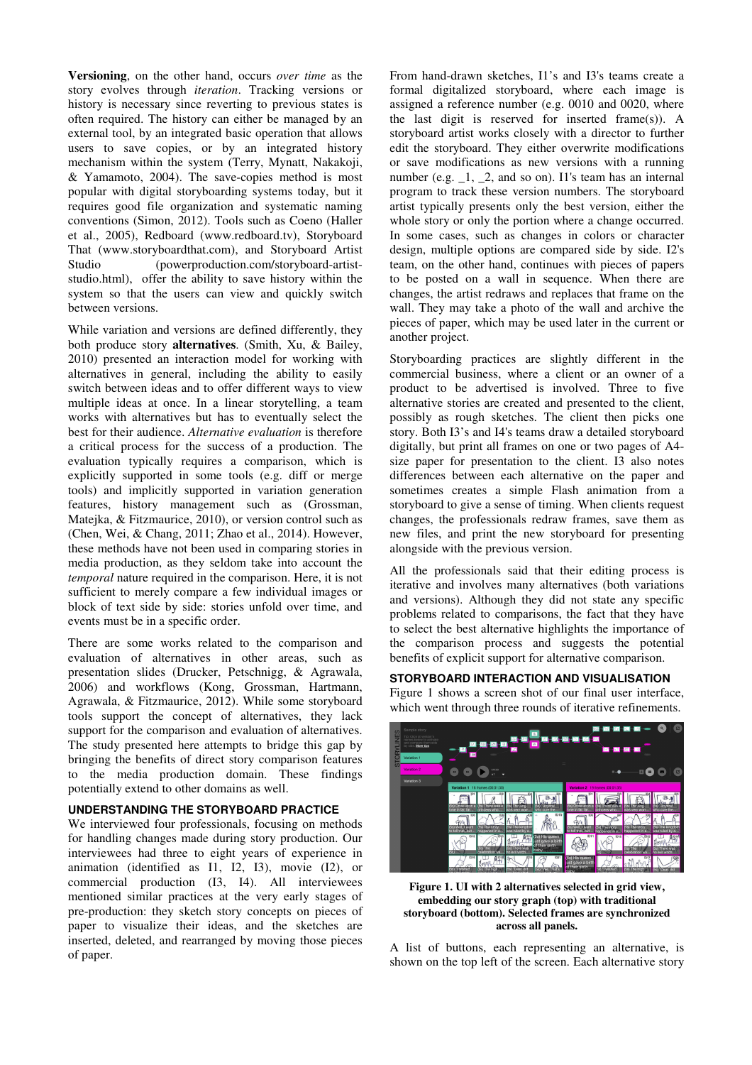**Versioning**, on the other hand, occurs *over time* as the story evolves through *iteration*. Tracking versions or history is necessary since reverting to previous states is often required. The history can either be managed by an external tool, by an integrated basic operation that allows users to save copies, or by an integrated history mechanism within the system (Terry, Mynatt, Nakakoji, & Yamamoto, 2004). The save-copies method is most popular with digital storyboarding systems today, but it requires good file organization and systematic naming conventions (Simon, 2012). Tools such as Coeno (Haller et al., 2005), Redboard (www.redboard.tv), Storyboard That (www.storyboardthat.com), and Storyboard Artist Studio (powerproduction.com/storyboard-artist-studio.html), offer the ability to save history within the system so that the users can view and quickly switch between versions.

While variation and versions are defined differently, they both produce story **alternatives**. (Smith, Xu, & Bailey, 2010) presented an interaction model for working with alternatives in general, including the ability to easily switch between ideas and to offer different ways to view multiple ideas at once. In a linear storytelling, a team works with alternatives but has to eventually select the best for their audience. *Alternative evaluation* is therefore a critical process for the success of a production. The evaluation typically requires a comparison, which is explicitly supported in some tools (e.g. diff or merge tools) and implicitly supported in variation generation features, history management such as (Grossman, Matejka, & Fitzmaurice, 2010), or version control such as (Chen, Wei, & Chang, 2011; Zhao et al., 2014). However, these methods have not been used in comparing stories in media production, as they seldom take into account the *temporal* nature required in the comparison. Here, it is not sufficient to merely compare a few individual images or block of text side by side: stories unfold over time, and events must be in a specific order.

There are some works related to the comparison and evaluation of alternatives in other areas, such as presentation slides (Drucker, Petschnigg, & Agrawala, 2006) and workflows (Kong, Grossman, Hartmann, Agrawala, & Fitzmaurice, 2012). While some storyboard tools support the concept of alternatives, they lack support for the comparison and evaluation of alternatives. The study presented here attempts to bridge this gap by bringing the benefits of direct story comparison features to the media production domain. These findings potentially extend to other domains as well.

## UNDERSTANDING THE STORYBOARD PRACTICE

We interviewed four professionals, focusing on methods for handling changes made during story production. Our interviewees had three to eight years of experience in animation (identified as I1, I2, I3), movie (I2), or commercial production (I3, I4). All interviewees mentioned similar practices at the very early stages of pre-production: they sketch story concepts on pieces of paper to visualize their ideas, and the sketches are inserted, deleted, and rearranged by moving those pieces of paper.

From hand-drawn sketches, I1's and I3's teams create a formal digitalized storyboard, where each image is assigned a reference number (e.g. 0010 and 0020, where the last digit is reserved for inserted frame(s)). A storyboard artist works closely with a director to further edit the storyboard. They either overwrite modifications or save modifications as new versions with a running number (e.g. _1, _2, and so on). I1's team has an internal program to track these version numbers. The storyboard artist typically presents only the best version, either the whole story or only the portion where a change occurred. In some cases, such as changes in colors or character design, multiple options are compared side by side. I2's team, on the other hand, continues with pieces of papers to be posted on a wall in sequence. When there are changes, the artist redraws and replaces that frame on the wall. They may take a photo of the wall and archive the pieces of paper, which may be used later in the current or another project.

Storyboarding practices are slightly different in the commercial business, where a client or an owner of a product to be advertised is involved. Three to five alternative stories are created and presented to the client, possibly as rough sketches. The client then picks one story. Both I3's and I4's teams draw a detailed storyboard digitally, but print all frames on one or two pages of A4-size paper for presentation to the client. I3 also notes differences between each alternative on the paper and sometimes creates a simple Flash animation from a storyboard to give a sense of timing. When clients request changes, the professionals redraw frames, save them as new files, and print the new storyboard for presenting alongside with the previous version.

All the professionals said that their editing process is iterative and involves many alternatives (both variations and versions). Although they did not state any specific problems related to comparisons, the fact that they have to select the best alternative highlights the importance of the comparison process and suggests the potential benefits of explicit support for alternative comparison.

## STORYBOARD INTERACTION AND VISUALISATION

Figure 1 shows a screen shot of our final user interface, which went through three rounds of iterative refinements.

**Figure 1. UI with 2 alternatives selected in grid view, embedding our story graph (top) with traditional storyboard (bottom). Selected frames are synchronized across all panels.**

A list of buttons, each representing an alternative, is shown on the top left of the screen. Each alternative story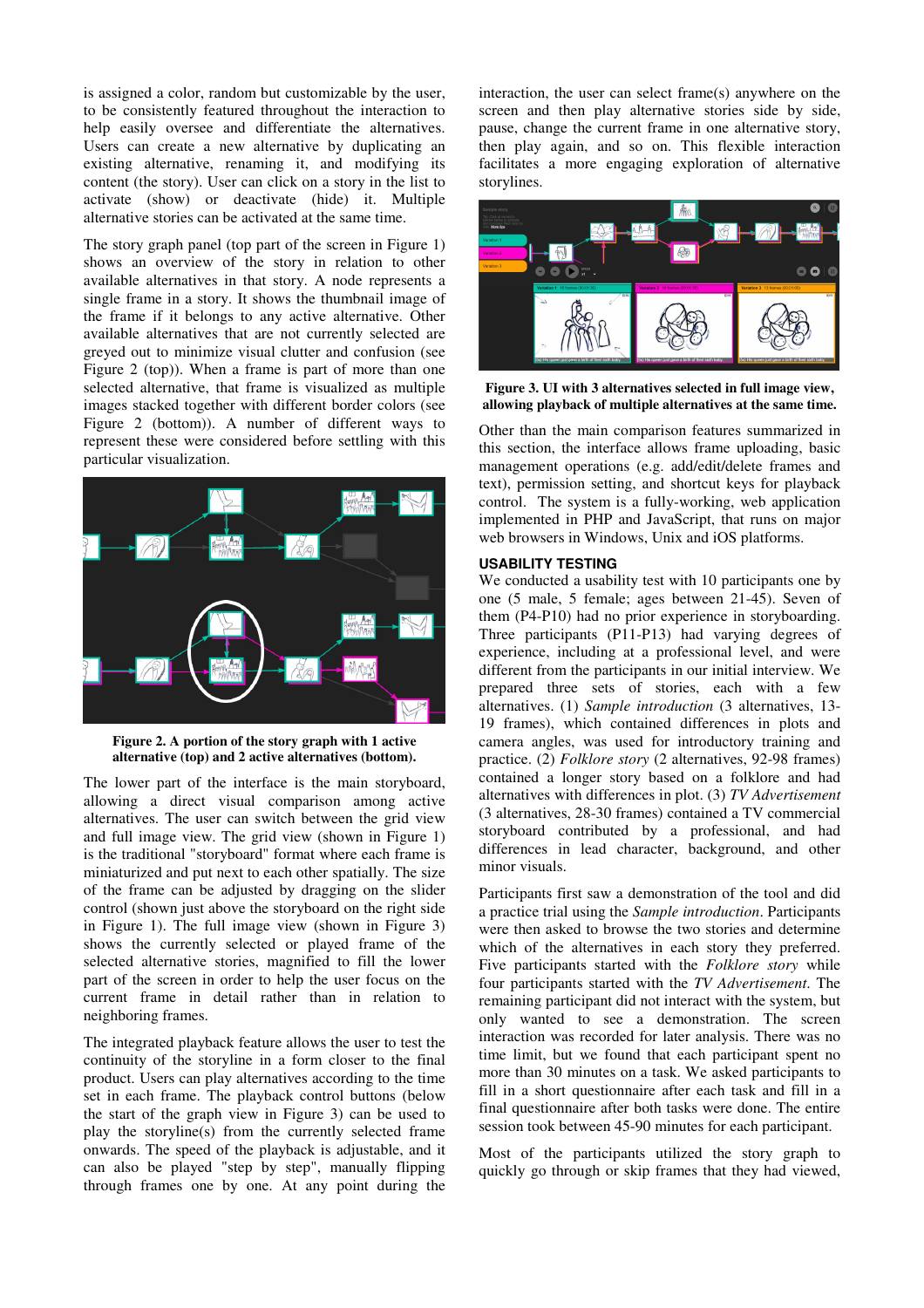is assigned a color, random but customizable by the user, to be consistently featured throughout the interaction to help easily oversee and differentiate the alternatives. Users can create a new alternative by duplicating an existing alternative, renaming it, and modifying its content (the story). User can click on a story in the list to activate (show) or deactivate (hide) it. Multiple alternative stories can be activated at the same time.

The story graph panel (top part of the screen in Figure 1) shows an overview of the story in relation to other available alternatives in that story. A node represents a single frame in a story. It shows the thumbnail image of the frame if it belongs to any active alternative. Other available alternatives that are not currently selected are greyed out to minimize visual clutter and confusion (see Figure 2 (top)). When a frame is part of more than one selected alternative, that frame is visualized as multiple images stacked together with different border colors (see Figure 2 (bottom)). A number of different ways to represent these were considered before settling with this particular visualization.

**Figure 2. A portion of the story graph with 1 active alternative (top) and 2 active alternatives (bottom).**

The lower part of the interface is the main storyboard, allowing a direct visual comparison among active alternatives. The user can switch between the grid view and full image view. The grid view (shown in Figure 1) is the traditional "storyboard" format where each frame is miniaturized and put next to each other spatially. The size of the frame can be adjusted by dragging on the slider control (shown just above the storyboard on the right side in Figure 1). The full image view (shown in Figure 3) shows the currently selected or played frame of the selected alternative stories, magnified to fill the lower part of the screen in order to help the user focus on the current frame in detail rather than in relation to neighboring frames.

The integrated playback feature allows the user to test the continuity of the storyline in a form closer to the final product. Users can play alternatives according to the time set in each frame. The playback control buttons (below the start of the graph view in Figure 3) can be used to play the storyline(s) from the currently selected frame onwards. The speed of the playback is adjustable, and it can also be played "step by step", manually flipping through frames one by one. At any point during the interaction, the user can select frame(s) anywhere on the screen and then play alternative stories side by side, pause, change the current frame in one alternative story, then play again, and so on. This flexible interaction facilitates a more engaging exploration of alternative storylines.

**Figure 3. UI with 3 alternatives selected in full image view, allowing playback of multiple alternatives at the same time.**

Other than the main comparison features summarized in this section, the interface allows frame uploading, basic management operations (e.g. add/edit/delete frames and text), permission setting, and shortcut keys for playback control. The system is a fully-working, web application implemented in PHP and JavaScript, that runs on major web browsers in Windows, Unix and iOS platforms.

## USABILITY TESTING

We conducted a usability test with 10 participants one by one (5 male, 5 female; ages between 21-45). Seven of them (P4-P10) had no prior experience in storyboarding. Three participants (P11-P13) had varying degrees of experience, including at a professional level, and were different from the participants in our initial interview. We prepared three sets of stories, each with a few alternatives. (1) *Sample introduction* (3 alternatives, 13-19 frames), which contained differences in plots and camera angles, was used for introductory training and practice. (2) *Folklore story* (2 alternatives, 92-98 frames) contained a longer story based on a folklore and had alternatives with differences in plot. (3) *TV Advertisement* (3 alternatives, 28-30 frames) contained a TV commercial storyboard contributed by a professional, and had differences in lead character, background, and other minor visuals.

Participants first saw a demonstration of the tool and did a practice trial using the *Sample introduction*. Participants were then asked to browse the two stories and determine which of the alternatives in each story they preferred. Five participants started with the *Folklore story* while four participants started with the *TV Advertisement*. The remaining participant did not interact with the system, but only wanted to see a demonstration. The screen interaction was recorded for later analysis. There was no time limit, but we found that each participant spent no more than 30 minutes on a task. We asked participants to fill in a short questionnaire after each task and fill in a final questionnaire after both tasks were done. The entire session took between 45-90 minutes for each participant.

Most of the participants utilized the story graph to quickly go through or skip frames that they had viewed,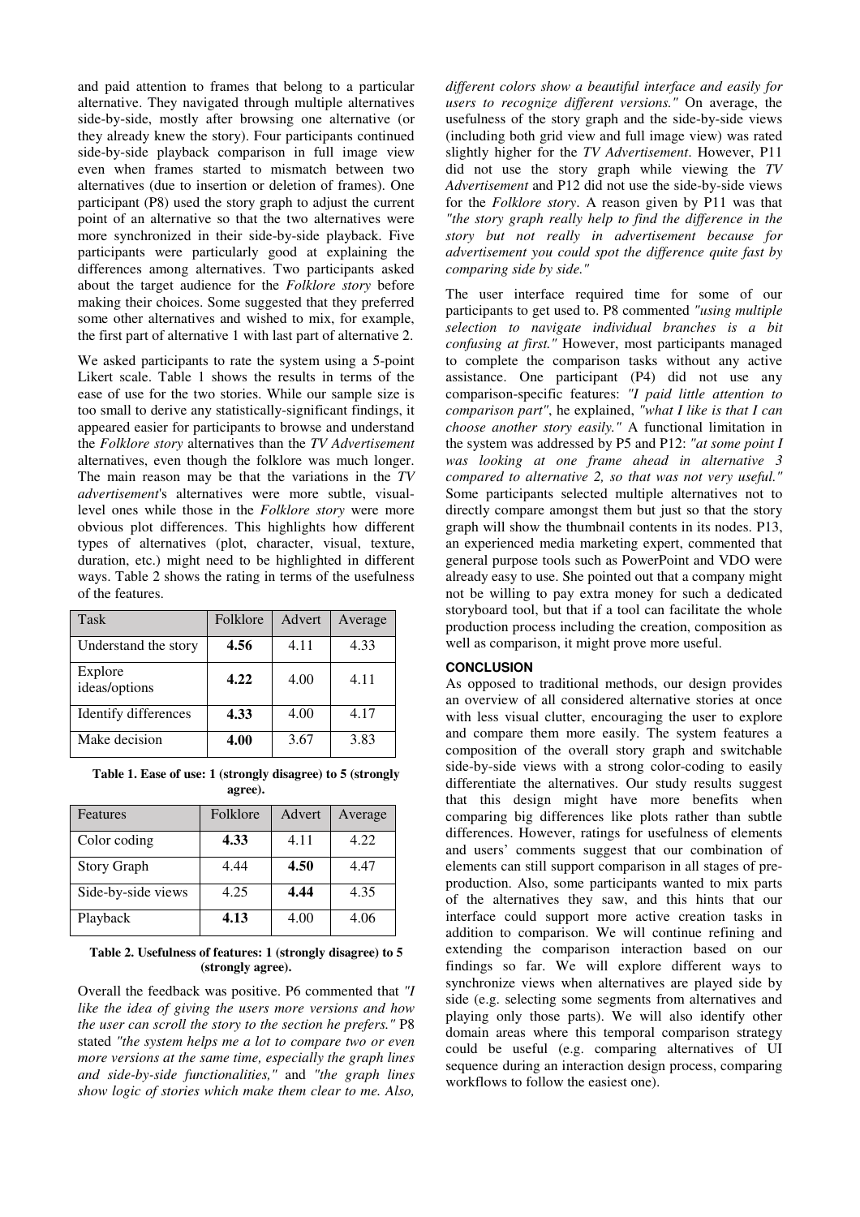and paid attention to frames that belong to a particular alternative. They navigated through multiple alternatives side-by-side, mostly after browsing one alternative (or they already knew the story). Four participants continued side-by-side playback comparison in full image view even when frames started to mismatch between two alternatives (due to insertion or deletion of frames). One participant (P8) used the story graph to adjust the current point of an alternative so that the two alternatives were more synchronized in their side-by-side playback. Five participants were particularly good at explaining the differences among alternatives. Two participants asked about the target audience for the *Folklore story* before making their choices. Some suggested that they preferred some other alternatives and wished to mix, for example, the first part of alternative 1 with last part of alternative 2.

We asked participants to rate the system using a 5-point Likert scale. Table 1 shows the results in terms of the ease of use for the two stories. While our sample size is too small to derive any statistically-significant findings, it appeared easier for participants to browse and understand the *Folklore story* alternatives than the *TV Advertisement* alternatives, even though the folklore was much longer. The main reason may be that the variations in the *TV advertisement*'s alternatives were more subtle, visual-level ones while those in the *Folklore story* were more obvious plot differences. This highlights how different types of alternatives (plot, character, visual, texture, duration, etc.) might need to be highlighted in different ways. Table 2 shows the rating in terms of the usefulness of the features.

| Task | Folklore | Advert | Average |
|---|---|---|---|
| Understand the story | **4.56** | 4.11 | 4.33 |
| Explore ideas/options | **4.22** | 4.00 | 4.11 |
| Identify differences | **4.33** | 4.00 | 4.17 |
| Make decision | **4.00** | 3.67 | 3.83 |

**Table 1. Ease of use: 1 (strongly disagree) to 5 (strongly agree).**

| Features | Folklore | Advert | Average |
|---|---|---|---|
| Color coding | **4.33** | 4.11 | 4.22 |
| Story Graph | 4.44 | **4.50** | 4.47 |
| Side-by-side views | 4.25 | **4.44** | 4.35 |
| Playback | **4.13** | 4.00 | 4.06 |

**Table 2. Usefulness of features: 1 (strongly disagree) to 5 (strongly agree).**

Overall the feedback was positive. P6 commented that *"I like the idea of giving the users more versions and how the user can scroll the story to the section he prefers."* P8 stated *"the system helps me a lot to compare two or even more versions at the same time, especially the graph lines and side-by-side functionalities,"* and *"the graph lines show logic of stories which make them clear to me. Also, different colors show a beautiful interface and easily for users to recognize different versions."* On average, the usefulness of the story graph and the side-by-side views (including both grid view and full image view) was rated slightly higher for the *TV Advertisement*. However, P11 did not use the story graph while viewing the *TV Advertisement* and P12 did not use the side-by-side views for the *Folklore story*. A reason given by P11 was that *"the story graph really help to find the difference in the story but not really in advertisement because for advertisement you could spot the difference quite fast by comparing side by side."*

The user interface required time for some of our participants to get used to. P8 commented *"using multiple selection to navigate individual branches is a bit confusing at first."* However, most participants managed to complete the comparison tasks without any active assistance. One participant (P4) did not use any comparison-specific features: *"I paid little attention to comparison part"*, he explained, *"what I like is that I can choose another story easily."* A functional limitation in the system was addressed by P5 and P12: *"at some point I was looking at one frame ahead in alternative 3 compared to alternative 2, so that was not very useful."* Some participants selected multiple alternatives not to directly compare amongst them but just so that the story graph will show the thumbnail contents in its nodes. P13, an experienced media marketing expert, commented that general purpose tools such as PowerPoint and VDO were already easy to use. She pointed out that a company might not be willing to pay extra money for such a dedicated storyboard tool, but that if a tool can facilitate the whole production process including the creation, composition as well as comparison, it might prove more useful.

## CONCLUSION

As opposed to traditional methods, our design provides an overview of all considered alternative stories at once with less visual clutter, encouraging the user to explore and compare them more easily. The system features a composition of the overall story graph and switchable side-by-side views with a strong color-coding to easily differentiate the alternatives. Our study results suggest that this design might have more benefits when comparing big differences like plots rather than subtle differences. However, ratings for usefulness of elements and users' comments suggest that our combination of elements can still support comparison in all stages of pre-production. Also, some participants wanted to mix parts of the alternatives they saw, and this hints that our interface could support more active creation tasks in addition to comparison. We will continue refining and extending the comparison interaction based on our findings so far. We will explore different ways to synchronize views when alternatives are played side by side (e.g. selecting some segments from alternatives and playing only those parts). We will also identify other domain areas where this temporal comparison strategy could be useful (e.g. comparing alternatives of UI sequence during an interaction design process, comparing workflows to follow the easiest one).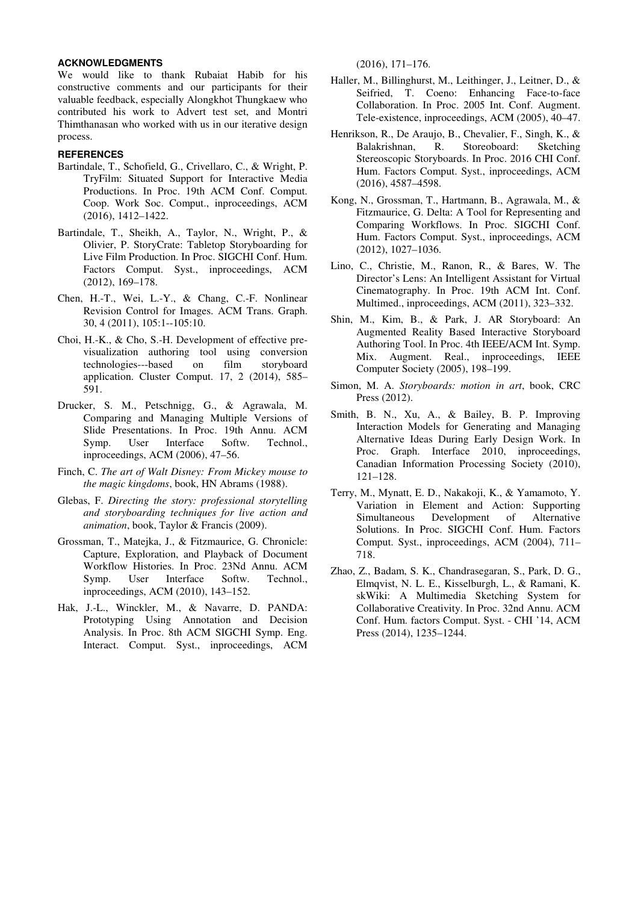## ACKNOWLEDGMENTS

We would like to thank Rubaiat Habib for his constructive comments and our participants for their valuable feedback, especially Alongkhot Thungkaew who contributed his work to Advert test set, and Montri Thimthanasan who worked with us in our iterative design process.

## REFERENCES

- Bartindale, T., Schofield, G., Crivellaro, C., & Wright, P. TryFilm: Situated Support for Interactive Media Productions. In Proc. 19th ACM Conf. Comput. Coop. Work Soc. Comput., inproceedings, ACM (2016), 1412–1422.
- Bartindale, T., Sheikh, A., Taylor, N., Wright, P., & Olivier, P. StoryCrate: Tabletop Storyboarding for Live Film Production. In Proc. SIGCHI Conf. Hum. Factors Comput. Syst., inproceedings, ACM (2012), 169–178.
- Chen, H.-T., Wei, L.-Y., & Chang, C.-F. Nonlinear Revision Control for Images. ACM Trans. Graph. 30, 4 (2011), 105:1--105:10.
- Choi, H.-K., & Cho, S.-H. Development of effective pre-visualization authoring tool using conversion technologies---based on film storyboard application. Cluster Comput. 17, 2 (2014), 585–591.
- Drucker, S. M., Petschnigg, G., & Agrawala, M. Comparing and Managing Multiple Versions of Slide Presentations. In Proc. 19th Annu. ACM Symp. User Interface Softw. Technol., inproceedings, ACM (2006), 47–56.
- Finch, C. *The art of Walt Disney: From Mickey mouse to the magic kingdoms*, book, HN Abrams (1988).
- Glebas, F. *Directing the story: professional storytelling and storyboarding techniques for live action and animation*, book, Taylor & Francis (2009).
- Grossman, T., Matejka, J., & Fitzmaurice, G. Chronicle: Capture, Exploration, and Playback of Document Workflow Histories. In Proc. 23Nd Annu. ACM Symp. User Interface Softw. Technol., inproceedings, ACM (2010), 143–152.
- Hak, J.-L., Winckler, M., & Navarre, D. PANDA: Prototyping Using Annotation and Decision Analysis. In Proc. 8th ACM SIGCHI Symp. Eng. Interact. Comput. Syst., inproceedings, ACM (2016), 171–176.
- Haller, M., Billinghurst, M., Leithinger, J., Leitner, D., & Seifried, T. Coeno: Enhancing Face-to-face Collaboration. In Proc. 2005 Int. Conf. Augment. Tele-existence, inproceedings, ACM (2005), 40–47.
- Henrikson, R., De Araujo, B., Chevalier, F., Singh, K., & Balakrishnan, R. Storeoboard: Sketching Stereoscopic Storyboards. In Proc. 2016 CHI Conf. Hum. Factors Comput. Syst., inproceedings, ACM (2016), 4587–4598.
- Kong, N., Grossman, T., Hartmann, B., Agrawala, M., & Fitzmaurice, G. Delta: A Tool for Representing and Comparing Workflows. In Proc. SIGCHI Conf. Hum. Factors Comput. Syst., inproceedings, ACM (2012), 1027–1036.
- Lino, C., Christie, M., Ranon, R., & Bares, W. The Director's Lens: An Intelligent Assistant for Virtual Cinematography. In Proc. 19th ACM Int. Conf. Multimed., inproceedings, ACM (2011), 323–332.
- Shin, M., Kim, B., & Park, J. AR Storyboard: An Augmented Reality Based Interactive Storyboard Authoring Tool. In Proc. 4th IEEE/ACM Int. Symp. Mix. Augment. Real., inproceedings, IEEE Computer Society (2005), 198–199.
- Simon, M. A. *Storyboards: motion in art*, book, CRC Press (2012).
- Smith, B. N., Xu, A., & Bailey, B. P. Improving Interaction Models for Generating and Managing Alternative Ideas During Early Design Work. In Proc. Graph. Interface 2010, inproceedings, Canadian Information Processing Society (2010), 121–128.
- Terry, M., Mynatt, E. D., Nakakoji, K., & Yamamoto, Y. Variation in Element and Action: Supporting Simultaneous Development of Alternative Solutions. In Proc. SIGCHI Conf. Hum. Factors Comput. Syst., inproceedings, ACM (2004), 711–718.
- Zhao, Z., Badam, S. K., Chandrasegaran, S., Park, D. G., Elmqvist, N. L. E., Kisselburgh, L., & Ramani, K. skWiki: A Multimedia Sketching System for Collaborative Creativity. In Proc. 32nd Annu. ACM Conf. Hum. factors Comput. Syst. - CHI '14, ACM Press (2014), 1235–1244.